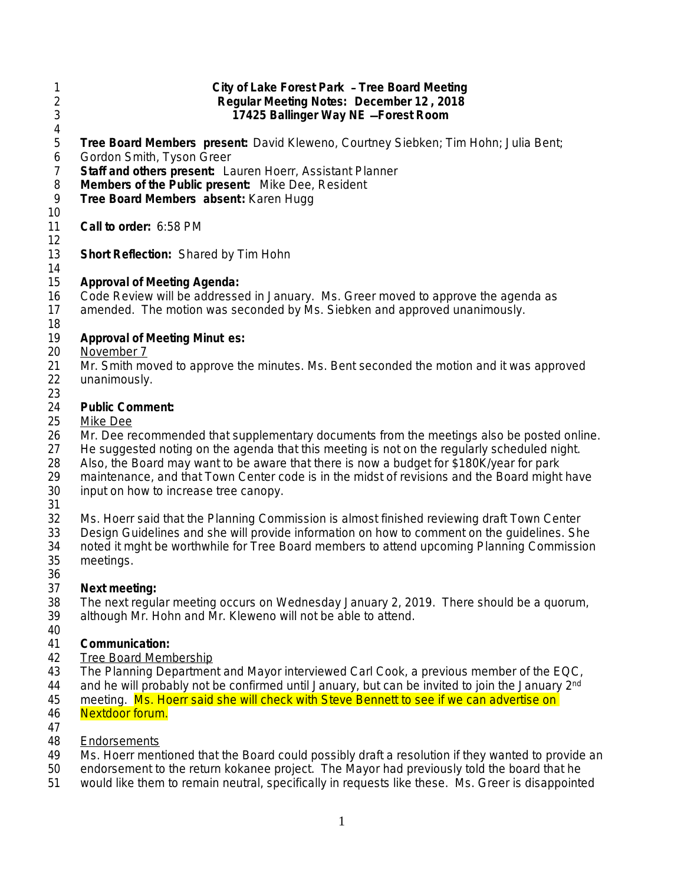**City of Lake Forest Park – Tree Board Meeting**
**Regular Meeting Notes: December 12 , 2018**
**17425 Ballinger Way NE —Forest Room**

**Tree Board Members present:** David Kleweno, Courtney Siebken; Tim Hohn; Julia Bent; Gordon Smith, Tyson Greer
**Staff and others present:** Lauren Hoerr, Assistant Planner
**Members of the Public present:** Mike Dee, Resident
**Tree Board Members absent:** Karen Hugg

**Call to order:** 6:58 PM

**Short Reflection:** Shared by Tim Hohn

**Approval of Meeting Agenda:**
Code Review will be addressed in January. Ms. Greer moved to approve the agenda as amended. The motion was seconded by Ms. Siebken and approved unanimously.

**Approval of Meeting Minutes:**
November 7
Mr. Smith moved to approve the minutes. Ms. Bent seconded the motion and it was approved unanimously.

**Public Comment:**
Mike Dee
Mr. Dee recommended that supplementary documents from the meetings also be posted online. He suggested noting on the agenda that this meeting is not on the regularly scheduled night. Also, the Board may want to be aware that there is now a budget for $180K/year for park maintenance, and that Town Center code is in the midst of revisions and the Board might have input on how to increase tree canopy.

Ms. Hoerr said that the Planning Commission is almost finished reviewing draft Town Center Design Guidelines and she will provide information on how to comment on the guidelines. She noted it mght be worthwhile for Tree Board members to attend upcoming Planning Commission meetings.

**Next meeting:**
The next regular meeting occurs on Wednesday January 2, 2019. There should be a quorum, although Mr. Hohn and Mr. Kleweno will not be able to attend.

**Communication:**
Tree Board Membership
The Planning Department and Mayor interviewed Carl Cook, a previous member of the EQC, and he will probably not be confirmed until January, but can be invited to join the January 2nd meeting. Ms. Hoerr said she will check with Steve Bennett to see if we can advertise on Nextdoor forum.

Endorsements
Ms. Hoerr mentioned that the Board could possibly draft a resolution if they wanted to provide an endorsement to the return kokanee project. The Mayor had previously told the board that he would like them to remain neutral, specifically in requests like these. Ms. Greer is disappointed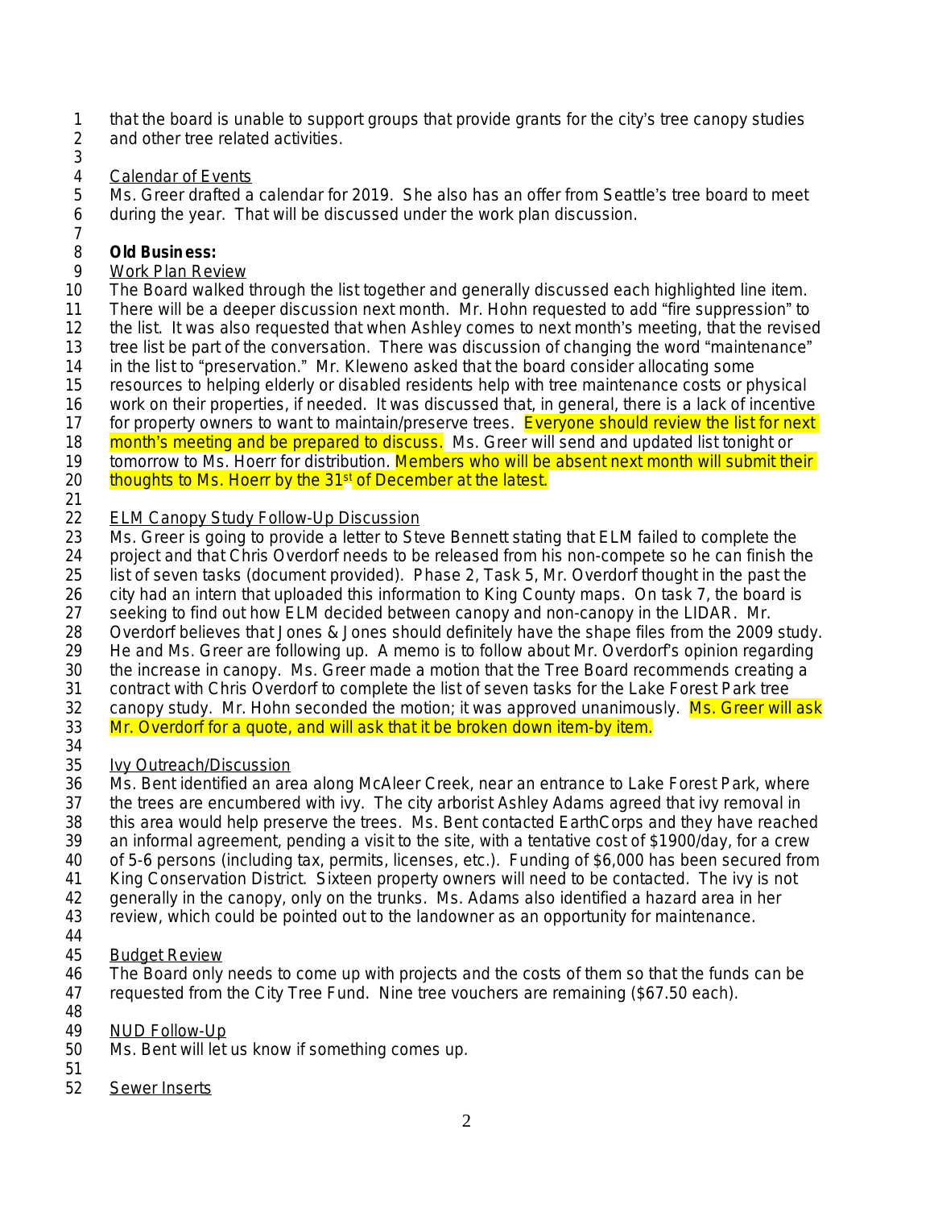that the board is unable to support groups that provide grants for the city's tree canopy studies and other tree related activities.

Calendar of Events
Ms. Greer drafted a calendar for 2019. She also has an offer from Seattle's tree board to meet during the year. That will be discussed under the work plan discussion.

**Old Business:**

Work Plan Review
The Board walked through the list together and generally discussed each highlighted line item. There will be a deeper discussion next month. Mr. Hohn requested to add "fire suppression" to the list. It was also requested that when Ashley comes to next month's meeting, that the revised tree list be part of the conversation. There was discussion of changing the word "maintenance" in the list to "preservation." Mr. Kleweno asked that the board consider allocating some resources to helping elderly or disabled residents help with tree maintenance costs or physical work on their properties, if needed. It was discussed that, in general, there is a lack of incentive for property owners to want to maintain/preserve trees. Everyone should review the list for next month's meeting and be prepared to discuss. Ms. Greer will send and updated list tonight or tomorrow to Ms. Hoerr for distribution. Members who will be absent next month will submit their thoughts to Ms. Hoerr by the 31st of December at the latest.

ELM Canopy Study Follow-Up Discussion
Ms. Greer is going to provide a letter to Steve Bennett stating that ELM failed to complete the project and that Chris Overdorf needs to be released from his non-compete so he can finish the list of seven tasks (document provided). Phase 2, Task 5, Mr. Overdorf thought in the past the city had an intern that uploaded this information to King County maps. On task 7, the board is seeking to find out how ELM decided between canopy and non-canopy in the LIDAR. Mr. Overdorf believes that Jones & Jones should definitely have the shape files from the 2009 study. He and Ms. Greer are following up. A memo is to follow about Mr. Overdorf's opinion regarding the increase in canopy. Ms. Greer made a motion that the Tree Board recommends creating a contract with Chris Overdorf to complete the list of seven tasks for the Lake Forest Park tree canopy study. Mr. Hohn seconded the motion; it was approved unanimously. Ms. Greer will ask Mr. Overdorf for a quote, and will ask that it be broken down item-by item.

Ivy Outreach/Discussion
Ms. Bent identified an area along McAleer Creek, near an entrance to Lake Forest Park, where the trees are encumbered with ivy. The city arborist Ashley Adams agreed that ivy removal in this area would help preserve the trees. Ms. Bent contacted EarthCorps and they have reached an informal agreement, pending a visit to the site, with a tentative cost of $1900/day, for a crew of 5-6 persons (including tax, permits, licenses, etc.). Funding of $6,000 has been secured from King Conservation District. Sixteen property owners will need to be contacted. The ivy is not generally in the canopy, only on the trunks. Ms. Adams also identified a hazard area in her review, which could be pointed out to the landowner as an opportunity for maintenance.

Budget Review
The Board only needs to come up with projects and the costs of them so that the funds can be requested from the City Tree Fund. Nine tree vouchers are remaining ($67.50 each).

NUD Follow-Up
Ms. Bent will let us know if something comes up.

Sewer Inserts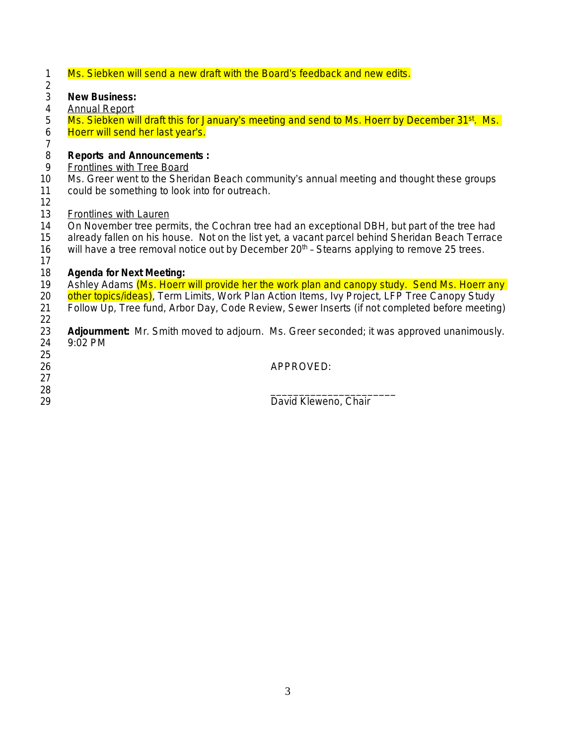Ms. Siebken will send a new draft with the Board's feedback and new edits.

**New Business:**

Annual Report

Ms. Siebken will draft this for January's meeting and send to Ms. Hoerr by December 31st. Ms. Hoerr will send her last year's.

**Reports and Announcements :**

Frontlines with Tree Board

Ms. Greer went to the Sheridan Beach community's annual meeting and thought these groups could be something to look into for outreach.

Frontlines with Lauren

On November tree permits, the Cochran tree had an exceptional DBH, but part of the tree had already fallen on his house. Not on the list yet, a vacant parcel behind Sheridan Beach Terrace will have a tree removal notice out by December 20th – Stearns applying to remove 25 trees.

**Agenda for Next Meeting:**

Ashley Adams (Ms. Hoerr will provide her the work plan and canopy study. Send Ms. Hoerr any other topics/ideas), Term Limits, Work Plan Action Items, Ivy Project, LFP Tree Canopy Study Follow Up, Tree fund, Arbor Day, Code Review, Sewer Inserts (if not completed before meeting)

**Adjournment:** Mr. Smith moved to adjourn. Ms. Greer seconded; it was approved unanimously. 9:02 PM

APPROVED:

_____________________

David Kleweno, Chair